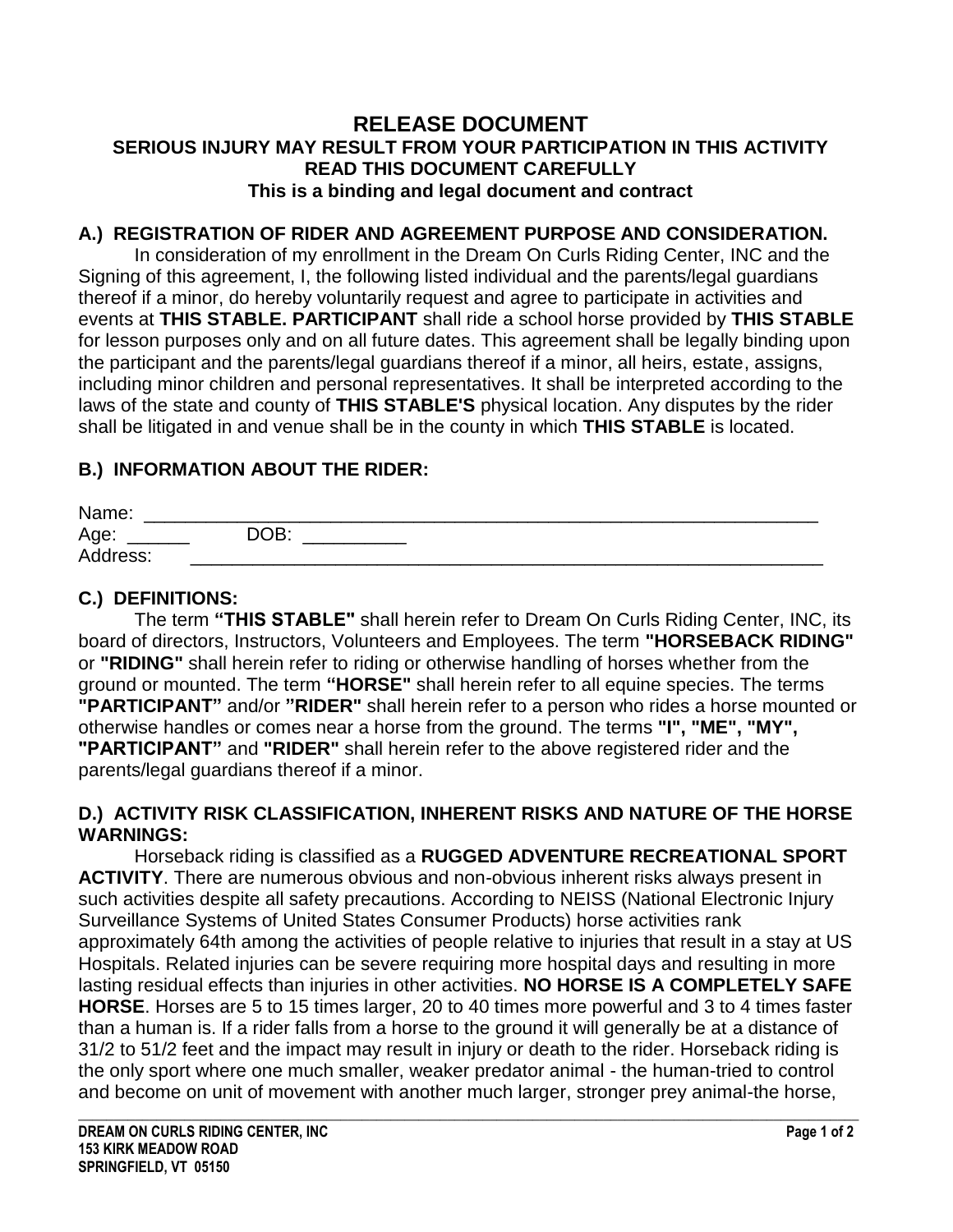# RELEASE DOCUMENT

**SERIOUS INJURY MAY RESULT FROM YOUR PARTICIPATION IN THIS ACTIVITY**
**READ THIS DOCUMENT CAREFULLY**
**This is a binding and legal document and contract**

## A.) REGISTRATION OF RIDER AND AGREEMENT PURPOSE AND CONSIDERATION.

In consideration of my enrollment in the Dream On Curls Riding Center, INC and the Signing of this agreement, I, the following listed individual and the parents/legal guardians thereof if a minor, do hereby voluntarily request and agree to participate in activities and events at **THIS STABLE. PARTICIPANT** shall ride a school horse provided by **THIS STABLE** for lesson purposes only and on all future dates. This agreement shall be legally binding upon the participant and the parents/legal guardians thereof if a minor, all heirs, estate, assigns, including minor children and personal representatives. It shall be interpreted according to the laws of the state and county of **THIS STABLE'S** physical location. Any disputes by the rider shall be litigated in and venue shall be in the county in which **THIS STABLE** is located.

## B.) INFORMATION ABOUT THE RIDER:

Name: ___________________________________________________________________

Age: ______ DOB: __________

Address: _______________________________________________________________

## C.) DEFINITIONS:

The term **"THIS STABLE"** shall herein refer to Dream On Curls Riding Center, INC, its board of directors, Instructors, Volunteers and Employees. The term **"HORSEBACK RIDING"** or **"RIDING"** shall herein refer to riding or otherwise handling of horses whether from the ground or mounted. The term **"HORSE"** shall herein refer to all equine species. The terms **"PARTICIPANT"** and/or **"RIDER"** shall herein refer to a person who rides a horse mounted or otherwise handles or comes near a horse from the ground. The terms **"I", "ME", "MY", "PARTICIPANT"** and **"RIDER"** shall herein refer to the above registered rider and the parents/legal guardians thereof if a minor.

## D.) ACTIVITY RISK CLASSIFICATION, INHERENT RISKS AND NATURE OF THE HORSE WARNINGS:

Horseback riding is classified as a **RUGGED ADVENTURE RECREATIONAL SPORT ACTIVITY**. There are numerous obvious and non-obvious inherent risks always present in such activities despite all safety precautions. According to NEISS (National Electronic Injury Surveillance Systems of United States Consumer Products) horse activities rank approximately 64th among the activities of people relative to injuries that result in a stay at US Hospitals. Related injuries can be severe requiring more hospital days and resulting in more lasting residual effects than injuries in other activities. **NO HORSE IS A COMPLETELY SAFE HORSE**. Horses are 5 to 15 times larger, 20 to 40 times more powerful and 3 to 4 times faster than a human is. If a rider falls from a horse to the ground it will generally be at a distance of 31/2 to 51/2 feet and the impact may result in injury or death to the rider. Horseback riding is the only sport where one much smaller, weaker predator animal - the human-tried to control and become on unit of movement with another much larger, stronger prey animal-the horse,

**DREAM ON CURLS RIDING CENTER, INC**
**153 KIRK MEADOW ROAD**
**SPRINGFIELD, VT 05150**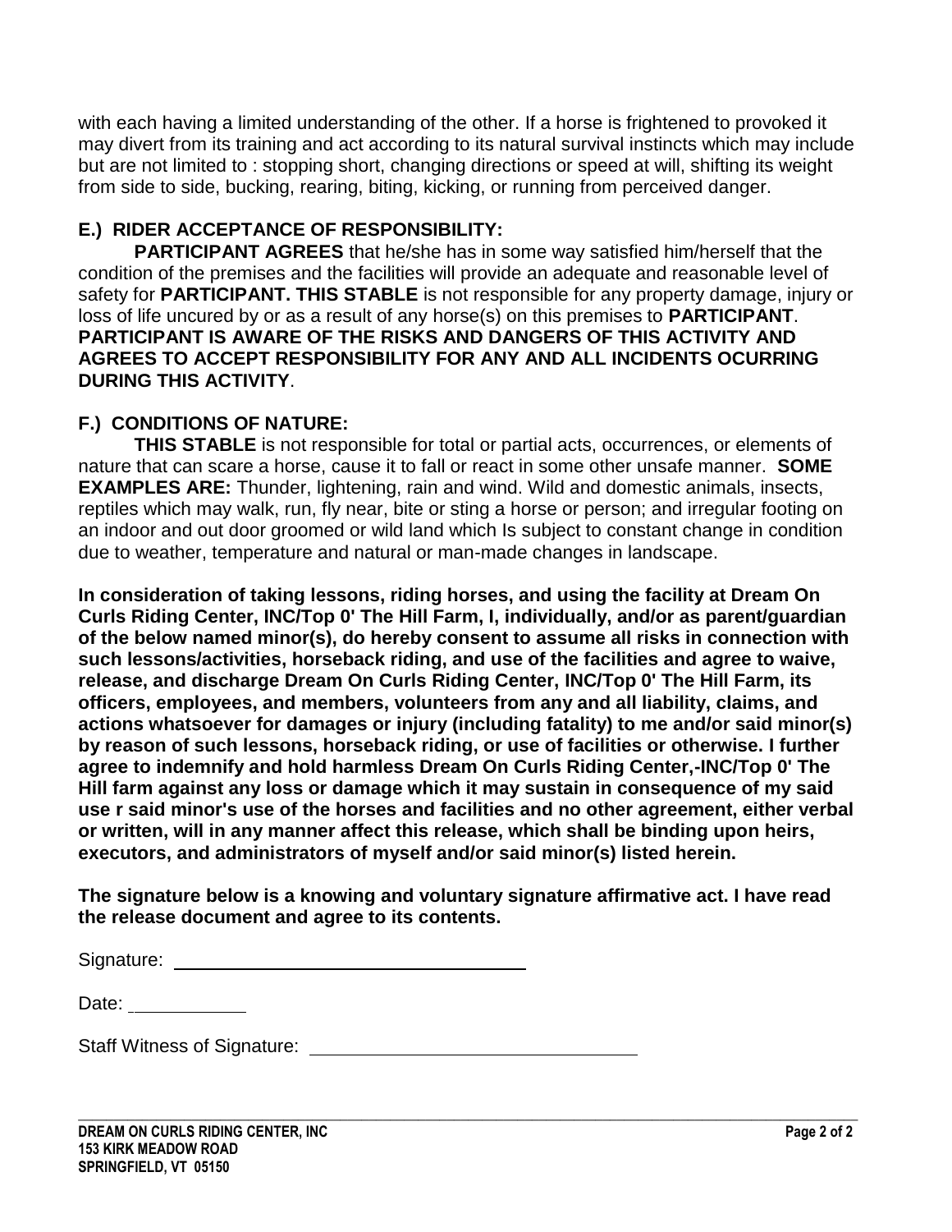with each having a limited understanding of the other. If a horse is frightened to provoked it may divert from its training and act according to its natural survival instincts which may include but are not limited to : stopping short, changing directions or speed at will, shifting its weight from side to side, bucking, rearing, biting, kicking, or running from perceived danger.

### E.) RIDER ACCEPTANCE OF RESPONSIBILITY:

**PARTICIPANT AGREES** that he/she has in some way satisfied him/herself that the condition of the premises and the facilities will provide an adequate and reasonable level of safety for **PARTICIPANT. THIS STABLE** is not responsible for any property damage, injury or loss of life uncured by or as a result of any horse(s) on this premises to **PARTICIPANT**. **PARTICIPANT IS AWARE OF THE RISKS AND DANGERS OF THIS ACTIVITY AND AGREES TO ACCEPT RESPONSIBILITY FOR ANY AND ALL INCIDENTS OCURRING DURING THIS ACTIVITY**.

### F.) CONDITIONS OF NATURE:

**THIS STABLE** is not responsible for total or partial acts, occurrences, or elements of nature that can scare a horse, cause it to fall or react in some other unsafe manner. **SOME EXAMPLES ARE:** Thunder, lightening, rain and wind. Wild and domestic animals, insects, reptiles which may walk, run, fly near, bite or sting a horse or person; and irregular footing on an indoor and out door groomed or wild land which Is subject to constant change in condition due to weather, temperature and natural or man-made changes in landscape.

**In consideration of taking lessons, riding horses, and using the facility at Dream On Curls Riding Center, INC/Top 0' The Hill Farm, I, individually, and/or as parent/guardian of the below named minor(s), do hereby consent to assume all risks in connection with such lessons/activities, horseback riding, and use of the facilities and agree to waive, release, and discharge Dream On Curls Riding Center, INC/Top 0' The Hill Farm, its officers, employees, and members, volunteers from any and all liability, claims, and actions whatsoever for damages or injury (including fatality) to me and/or said minor(s) by reason of such lessons, horseback riding, or use of facilities or otherwise. I further agree to indemnify and hold harmless Dream On Curls Riding Center,-INC/Top 0' The Hill farm against any loss or damage which it may sustain in consequence of my said use r said minor's use of the horses and facilities and no other agreement, either verbal or written, will in any manner affect this release, which shall be binding upon heirs, executors, and administrators of myself and/or said minor(s) listed herein.**

**The signature below is a knowing and voluntary signature affirmative act. I have read the release document and agree to its contents.**

Signature: ________________________________

Date: ____________

Staff Witness of Signature: ________________________________

**DREAM ON CURLS RIDING CENTER, INC**
**153 KIRK MEADOW ROAD**
**SPRINGFIELD, VT 05150**